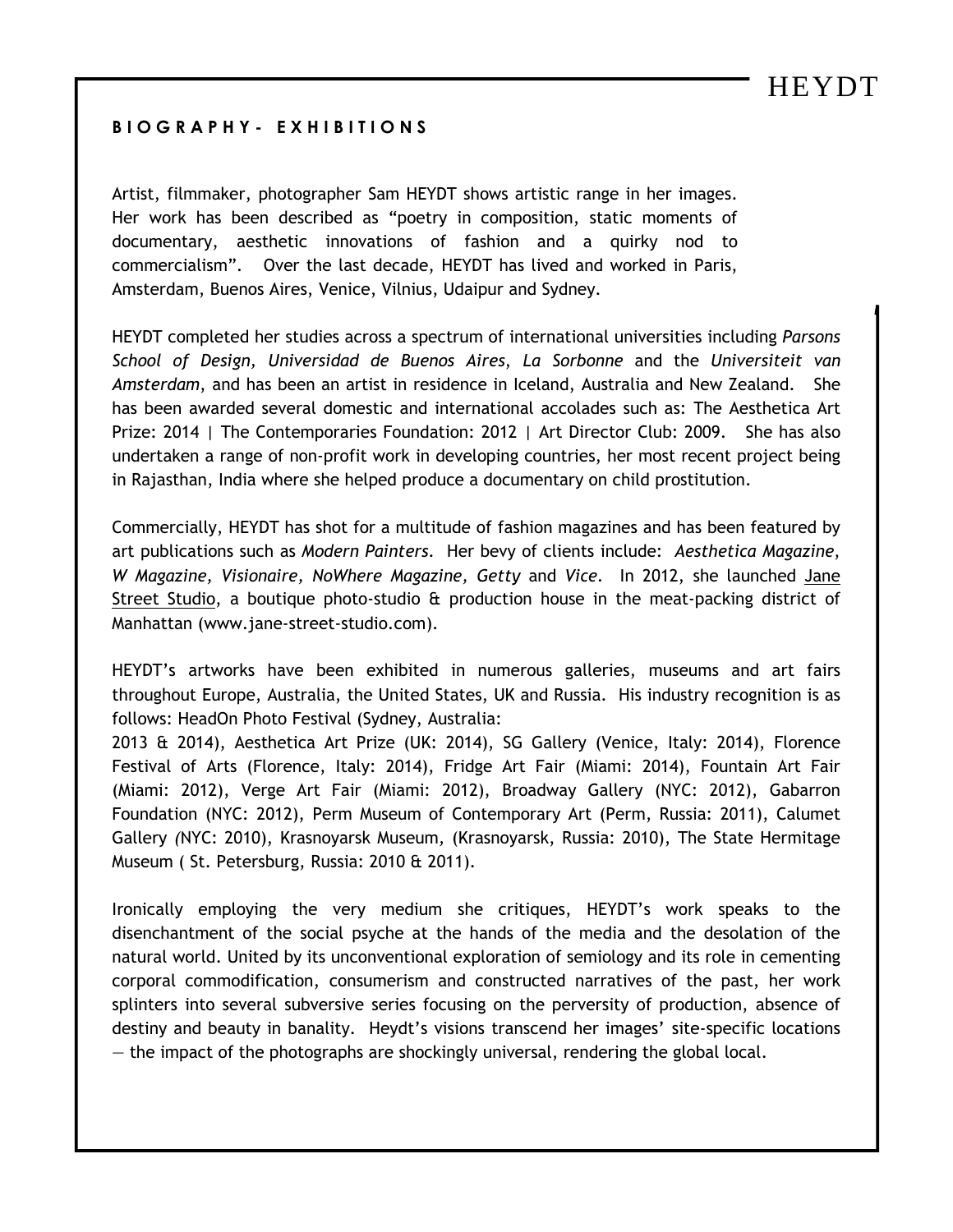## BIOGRAPHY- EXHIBITIONS

Artist, filmmaker, photographer Sam HEYDT shows artistic range in her images. Her work has been described as “poetry in composition, static moments of documentary, aesthetic innovations of fashion and a quirky nod to commercialism”. Over the last decade, HEYDT has lived and worked in Paris, Amsterdam, Buenos Aires, Venice, Vilnius, Udaipur and Sydney.

HEYDT completed her studies across a spectrum of international universities including *Parsons School of Design, Universidad de Buenos Aires*, *La Sorbonne* and the *Universiteit van Amsterdam*, and has been an artist in residence in Iceland, Australia and New Zealand. She has been awarded several domestic and international accolades such as: The Aesthetica Art Prize: 2014 | The Contemporaries Foundation: 2012 | Art Director Club: 2009. She has also undertaken a range of non-profit work in developing countries, her most recent project being in Rajasthan, India where she helped produce a documentary on child prostitution.

Commercially, HEYDT has shot for a multitude of fashion magazines and has been featured by art publications such as *Modern Painters*. Her bevy of clients include: *Aesthetica Magazine*, *W Magazine, Visionaire, NoWhere Magazine, Getty* and *Vice*. In 2012, she launched Jane Street Studio, a boutique photo-studio & production house in the meat-packing district of Manhattan (www.jane-street-studio.com).

HEYDT’s artworks have been exhibited in numerous galleries, museums and art fairs throughout Europe, Australia, the United States, UK and Russia. His industry recognition is as follows: HeadOn Photo Festival (Sydney, Australia:
2013 & 2014), Aesthetica Art Prize (UK: 2014), SG Gallery (Venice, Italy: 2014), Florence Festival of Arts (Florence, Italy: 2014), Fridge Art Fair (Miami: 2014), Fountain Art Fair (Miami: 2012), Verge Art Fair (Miami: 2012), Broadway Gallery (NYC: 2012), Gabarron Foundation (NYC: 2012), Perm Museum of Contemporary Art (Perm, Russia: 2011), Calumet Gallery (NYC: 2010), Krasnoyarsk Museum, (Krasnoyarsk, Russia: 2010), The State Hermitage Museum ( St. Petersburg, Russia: 2010 & 2011).

Ironically employing the very medium she critiques, HEYDT’s work speaks to the disenchantment of the social psyche at the hands of the media and the desolation of the natural world. United by its unconventional exploration of semiology and its role in cementing corporal commodification, consumerism and constructed narratives of the past, her work splinters into several subversive series focusing on the perversity of production, absence of destiny and beauty in banality. Heydt’s visions transcend her images’ site-specific locations — the impact of the photographs are shockingly universal, rendering the global local.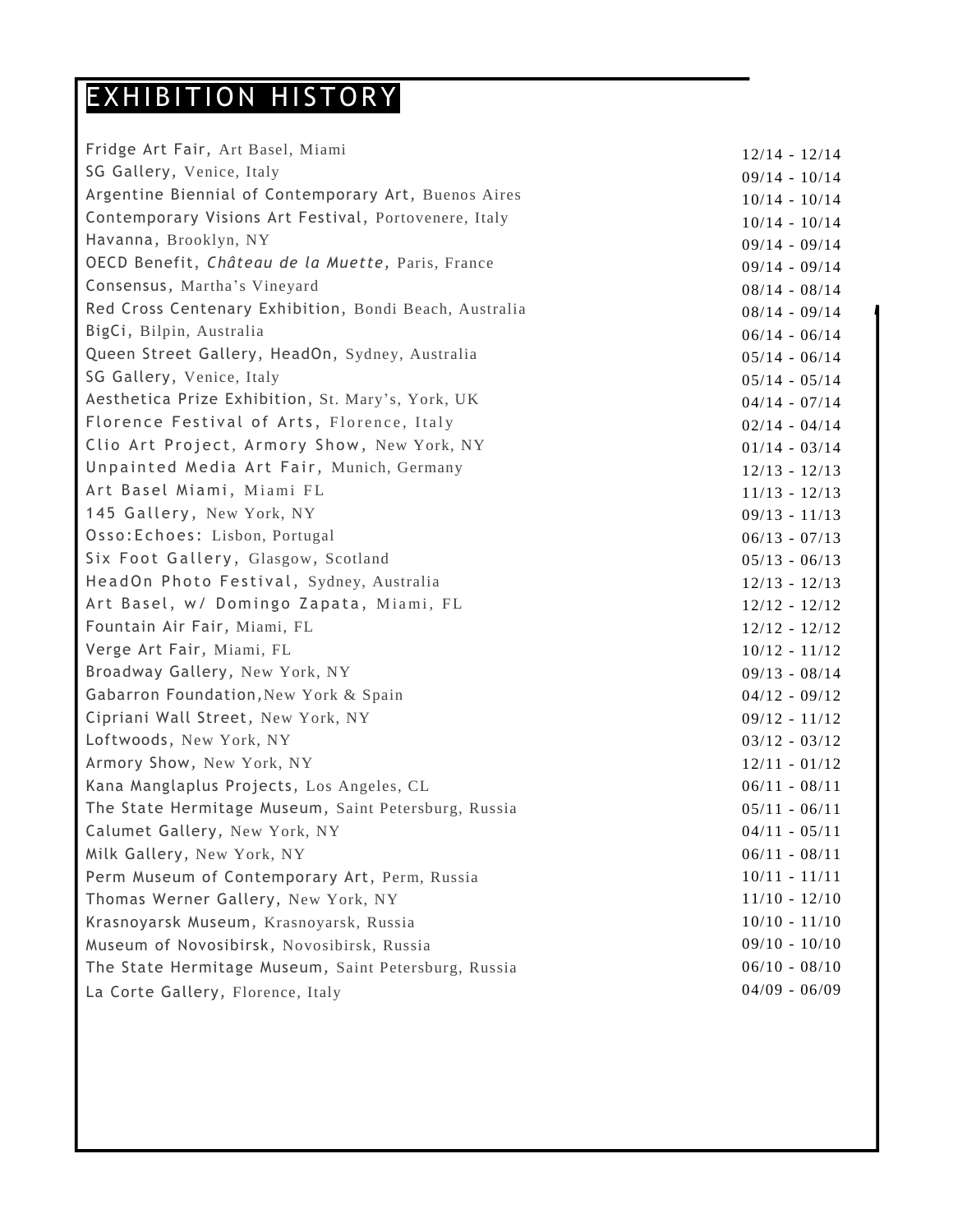# EXHIBITION HISTORY

| Exhibition | Dates |
|---|---|
| Fridge Art Fair, Art Basel, Miami | 12/14 - 12/14 |
| SG Gallery, Venice, Italy | 09/14 - 10/14 |
| Argentine Biennial of Contemporary Art, Buenos Aires | 10/14 - 10/14 |
| Contemporary Visions Art Festival, Portovenere, Italy | 10/14 - 10/14 |
| Havanna, Brooklyn, NY | 09/14 - 09/14 |
| OECD Benefit, *Château de la Muette*, Paris, France | 09/14 - 09/14 |
| Consensus, Martha's Vineyard | 08/14 - 08/14 |
| Red Cross Centenary Exhibition, Bondi Beach, Australia | 08/14 - 09/14 |
| BigCi, Bilpin, Australia | 06/14 - 06/14 |
| Queen Street Gallery, HeadOn, Sydney, Australia | 05/14 - 06/14 |
| SG Gallery, Venice, Italy | 05/14 - 05/14 |
| Aesthetica Prize Exhibition, St. Mary's, York, UK | 04/14 - 07/14 |
| Florence Festival of Arts, Florence, Italy | 02/14 - 04/14 |
| Clio Art Project, Armory Show, New York, NY | 01/14 - 03/14 |
| Unpainted Media Art Fair, Munich, Germany | 12/13 - 12/13 |
| Art Basel Miami, Miami FL | 11/13 - 12/13 |
| 145 Gallery, New York, NY | 09/13 - 11/13 |
| Osso:Echoes: Lisbon, Portugal | 06/13 - 07/13 |
| Six Foot Gallery, Glasgow, Scotland | 05/13 - 06/13 |
| HeadOn Photo Festival, Sydney, Australia | 12/13 - 12/13 |
| Art Basel, w/ Domingo Zapata, Miami, FL | 12/12 - 12/12 |
| Fountain Air Fair, Miami, FL | 12/12 - 12/12 |
| Verge Art Fair, Miami, FL | 10/12 - 11/12 |
| Broadway Gallery, New York, NY | 09/13 - 08/14 |
| Gabarron Foundation, New York & Spain | 04/12 - 09/12 |
| Cipriani Wall Street, New York, NY | 09/12 - 11/12 |
| Loftwoods, New York, NY | 03/12 - 03/12 |
| Armory Show, New York, NY | 12/11 - 01/12 |
| Kana Manglaplus Projects, Los Angeles, CL | 06/11 - 08/11 |
| The State Hermitage Museum, Saint Petersburg, Russia | 05/11 - 06/11 |
| Calumet Gallery, New York, NY | 04/11 - 05/11 |
| Milk Gallery, New York, NY | 06/11 - 08/11 |
| Perm Museum of Contemporary Art, Perm, Russia | 10/11 - 11/11 |
| Thomas Werner Gallery, New York, NY | 11/10 - 12/10 |
| Krasnoyarsk Museum, Krasnoyarsk, Russia | 10/10 - 11/10 |
| Museum of Novosibirsk, Novosibirsk, Russia | 09/10 - 10/10 |
| The State Hermitage Museum, Saint Petersburg, Russia | 06/10 - 08/10 |
| La Corte Gallery, Florence, Italy | 04/09 - 06/09 |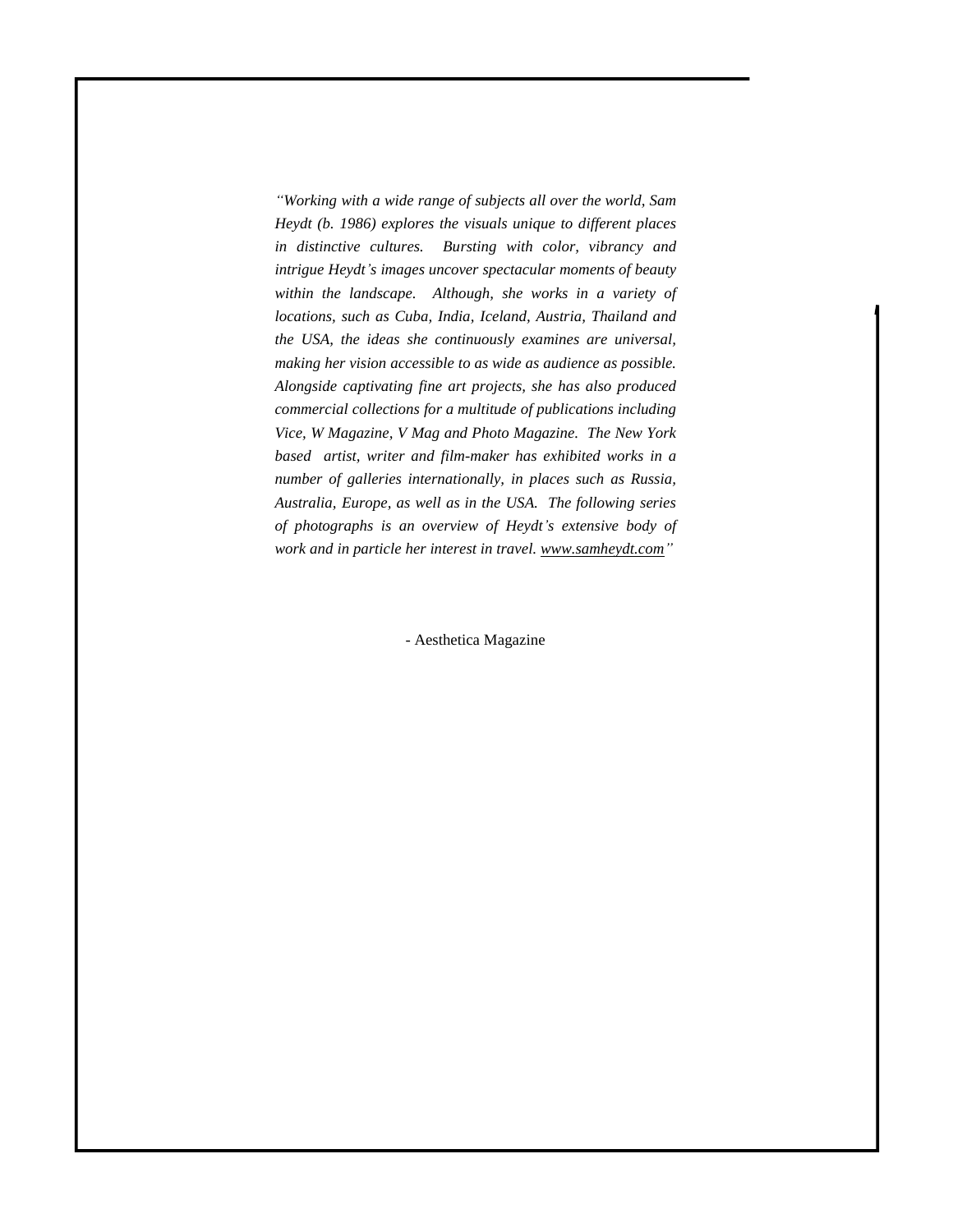*"Working with a wide range of subjects all over the world, Sam Heydt (b. 1986) explores the visuals unique to different places in distinctive cultures. Bursting with color, vibrancy and intrigue Heydt's images uncover spectacular moments of beauty within the landscape. Although, she works in a variety of locations, such as Cuba, India, Iceland, Austria, Thailand and the USA, the ideas she continuously examines are universal, making her vision accessible to as wide as audience as possible. Alongside captivating fine art projects, she has also produced commercial collections for a multitude of publications including Vice, W Magazine, V Mag and Photo Magazine. The New York based artist, writer and film-maker has exhibited works in a number of galleries internationally, in places such as Russia, Australia, Europe, as well as in the USA. The following series of photographs is an overview of Heydt's extensive body of work and in particle her interest in travel. www.samheydt.com"*

- Aesthetica Magazine